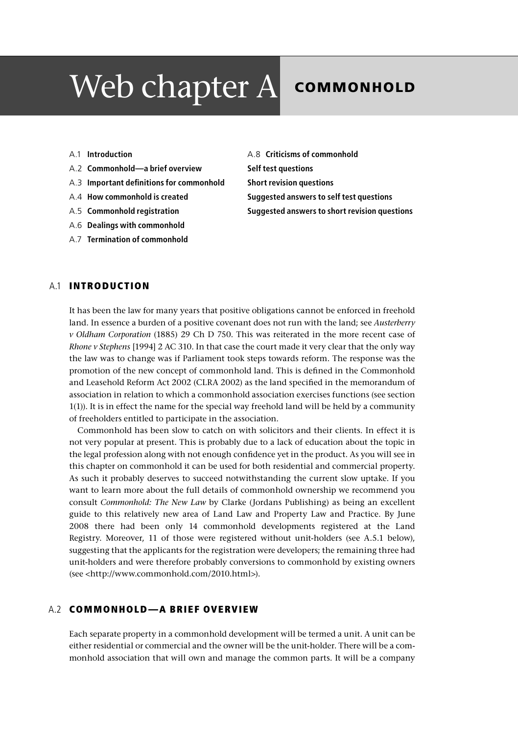# Web chapter A COMMONHOLD

- A.1 **Introduction**
- A.2 **Commonhold—a brief overview**
- A.3 **Important definitions for commonhold**
- A.4 **How commonhold is created**
- A.5 **Commonhold registration**
- A.6 **Dealings with commonhold**
- A.7 **Termination of commonhold**
- A.8 **Criticisms of commonhold**
- **Self test questions**
- **Short revision questions**
- **Suggested answers to self test questions**
- **Suggested answers to short revision questions**

## A.1 INTRODUCTION

It has been the law for many years that positive obligations cannot be enforced in freehold land. In essence a burden of a positive covenant does not run with the land; see *Austerberry v Oldham Corporation* (1885) 29 Ch D 750. This was reiterated in the more recent case of *Rhone v Stephens* [1994] 2 AC 310. In that case the court made it very clear that the only way the law was to change was if Parliament took steps towards reform. The response was the promotion of the new concept of commonhold land. This is defined in the Commonhold and Leasehold Reform Act 2002 (CLRA 2002) as the land specified in the memorandum of association in relation to which a commonhold association exercises functions (see section 1(1)). It is in effect the name for the special way freehold land will be held by a community of freeholders entitled to participate in the association.

Commonhold has been slow to catch on with solicitors and their clients. In effect it is not very popular at present. This is probably due to a lack of education about the topic in the legal profession along with not enough confidence yet in the product. As you will see in this chapter on commonhold it can be used for both residential and commercial property. As such it probably deserves to succeed notwithstanding the current slow uptake. If you want to learn more about the full details of commonhold ownership we recommend you consult *Commonhold: The New Law* by Clarke (Jordans Publishing) as being an excellent guide to this relatively new area of Land Law and Property Law and Practice. By June 2008 there had been only 14 commonhold developments registered at the Land Registry. Moreover, 11 of those were registered without unit-holders (see A.5.1 below), suggesting that the applicants for the registration were developers; the remaining three had unit-holders and were therefore probably conversions to commonhold by existing owners (see <http://www.commonhold.com/2010.html>).

## A.2 COMMONHOLD—A BRIEF OVERVIEW

Each separate property in a commonhold development will be termed a unit. A unit can be either residential or commercial and the owner will be the unit-holder. There will be a commonhold association that will own and manage the common parts. It will be a company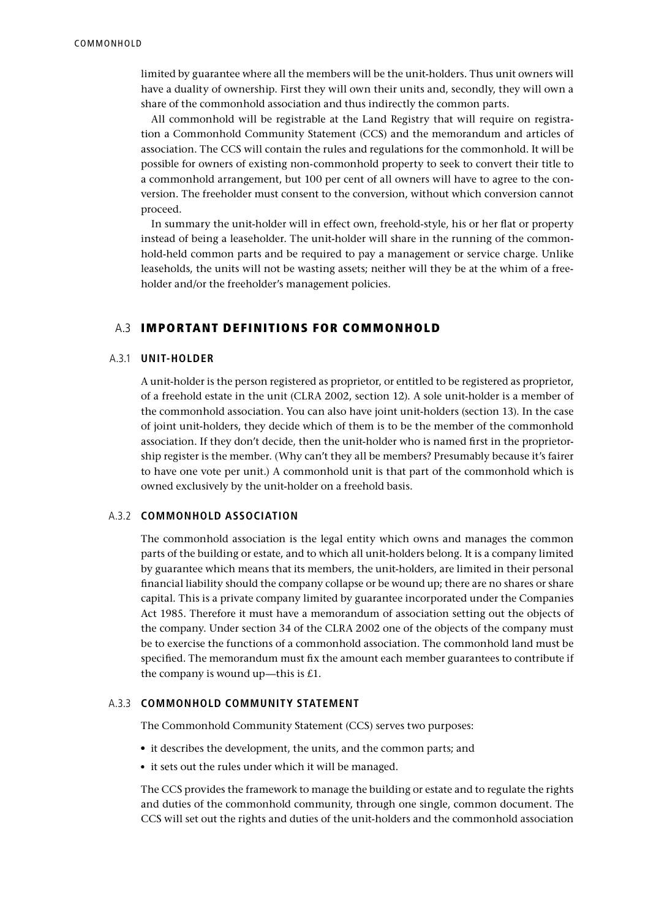limited by guarantee where all the members will be the unit-holders. Thus unit owners will have a duality of ownership. First they will own their units and, secondly, they will own a share of the commonhold association and thus indirectly the common parts.

All commonhold will be registrable at the Land Registry that will require on registration a Commonhold Community Statement (CCS) and the memorandum and articles of association. The CCS will contain the rules and regulations for the commonhold. It will be possible for owners of existing non-commonhold property to seek to convert their title to a commonhold arrangement, but 100 per cent of all owners will have to agree to the conversion. The freeholder must consent to the conversion, without which conversion cannot proceed.

In summary the unit-holder will in effect own, freehold-style, his or her flat or property instead of being a leaseholder. The unit-holder will share in the running of the commonhold-held common parts and be required to pay a management or service charge. Unlike leaseholds, the units will not be wasting assets; neither will they be at the whim of a freeholder and/or the freeholder's management policies.

## A.3 IMPORTANT DEFINITIONS FOR COMMONHOLD

### A.3.1 UNIT-HOLDER

A unit-holder is the person registered as proprietor, or entitled to be registered as proprietor, of a freehold estate in the unit (CLRA 2002, section 12). A sole unit-holder is a member of the commonhold association. You can also have joint unit-holders (section 13). In the case of joint unit-holders, they decide which of them is to be the member of the commonhold association. If they don't decide, then the unit-holder who is named first in the proprietorship register is the member. (Why can't they all be members? Presumably because it's fairer to have one vote per unit.) A commonhold unit is that part of the commonhold which is owned exclusively by the unit-holder on a freehold basis.

### A.3.2 COMMONHOLD ASSOCIATION

The commonhold association is the legal entity which owns and manages the common parts of the building or estate, and to which all unit-holders belong. It is a company limited by guarantee which means that its members, the unit-holders, are limited in their personal financial liability should the company collapse or be wound up; there are no shares or share capital. This is a private company limited by guarantee incorporated under the Companies Act 1985. Therefore it must have a memorandum of association setting out the objects of the company. Under section 34 of the CLRA 2002 one of the objects of the company must be to exercise the functions of a commonhold association. The commonhold land must be specified. The memorandum must fix the amount each member guarantees to contribute if the company is wound up—this is £1.

### A.3.3 COMMONHOLD COMMUNITY STATEMENT

The Commonhold Community Statement (CCS) serves two purposes:

- it describes the development, the units, and the common parts; and
- it sets out the rules under which it will be managed.

The CCS provides the framework to manage the building or estate and to regulate the rights and duties of the commonhold community, through one single, common document. The CCS will set out the rights and duties of the unit-holders and the commonhold association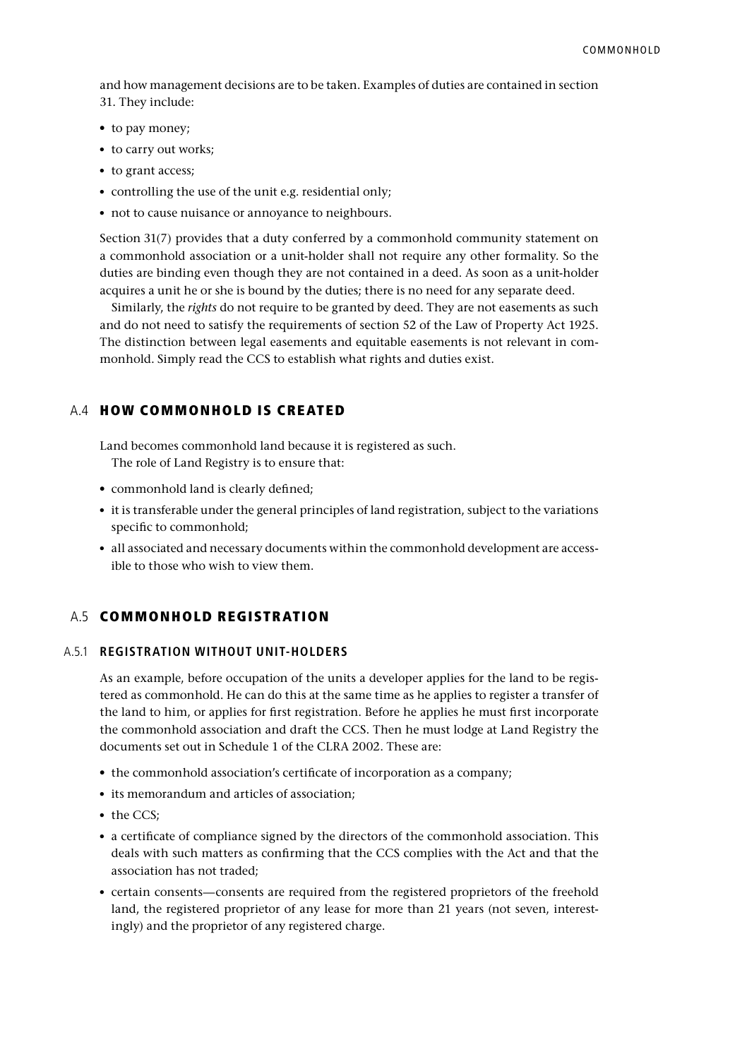and how management decisions are to be taken. Examples of duties are contained in section 31. They include:

- to pay money;
- to carry out works;
- to grant access;
- controlling the use of the unit e.g. residential only;
- not to cause nuisance or annoyance to neighbours.

Section 31(7) provides that a duty conferred by a commonhold community statement on a commonhold association or a unit-holder shall not require any other formality. So the duties are binding even though they are not contained in a deed. As soon as a unit-holder acquires a unit he or she is bound by the duties; there is no need for any separate deed.

Similarly, the *rights* do not require to be granted by deed. They are not easements as such and do not need to satisfy the requirements of section 52 of the Law of Property Act 1925. The distinction between legal easements and equitable easements is not relevant in commonhold. Simply read the CCS to establish what rights and duties exist.

## A.4 HOW COMMONHOLD IS CREATED

Land becomes commonhold land because it is registered as such.

The role of Land Registry is to ensure that:

- commonhold land is clearly defined;
- it is transferable under the general principles of land registration, subject to the variations specific to commonhold;
- all associated and necessary documents within the commonhold development are accessible to those who wish to view them.

## A.5 COMMONHOLD REGISTRATION

### A.5.1 REGISTRATION WITHOUT UNIT-HOLDERS

As an example, before occupation of the units a developer applies for the land to be registered as commonhold. He can do this at the same time as he applies to register a transfer of the land to him, or applies for first registration. Before he applies he must first incorporate the commonhold association and draft the CCS. Then he must lodge at Land Registry the documents set out in Schedule 1 of the CLRA 2002. These are:

- the commonhold association's certificate of incorporation as a company;
- its memorandum and articles of association;
- the CCS;
- a certificate of compliance signed by the directors of the commonhold association. This deals with such matters as confirming that the CCS complies with the Act and that the association has not traded;
- certain consents—consents are required from the registered proprietors of the freehold land, the registered proprietor of any lease for more than 21 years (not seven, interestingly) and the proprietor of any registered charge.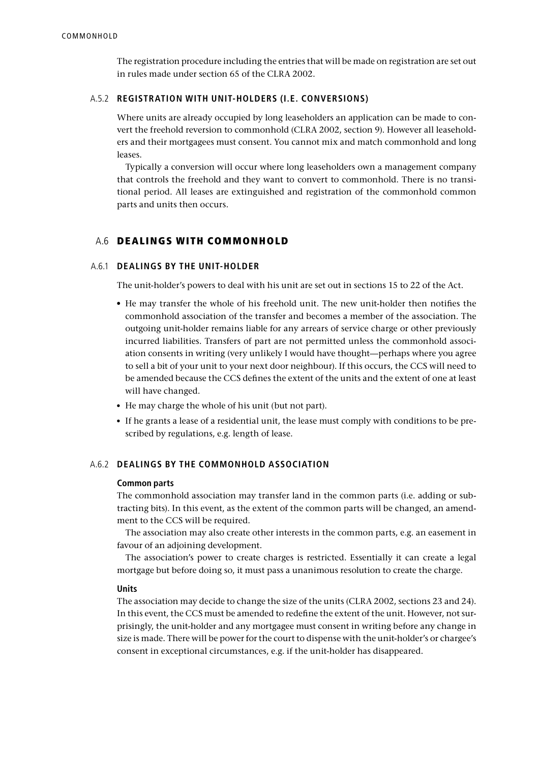The registration procedure including the entries that will be made on registration are set out in rules made under section 65 of the CLRA 2002.

### A.5.2 REGISTRATION WITH UNIT-HOLDERS (I.E. CONVERSIONS)

Where units are already occupied by long leaseholders an application can be made to convert the freehold reversion to commonhold (CLRA 2002, section 9). However all leaseholders and their mortgagees must consent. You cannot mix and match commonhold and long leases.

Typically a conversion will occur where long leaseholders own a management company that controls the freehold and they want to convert to commonhold. There is no transitional period. All leases are extinguished and registration of the commonhold common parts and units then occurs.

## A.6 DEALINGS WITH COMMONHOLD

### A.6.1 DEALINGS BY THE UNIT-HOLDER

The unit-holder's powers to deal with his unit are set out in sections 15 to 22 of the Act.

- He may transfer the whole of his freehold unit. The new unit-holder then notifies the commonhold association of the transfer and becomes a member of the association. The outgoing unit-holder remains liable for any arrears of service charge or other previously incurred liabilities. Transfers of part are not permitted unless the commonhold association consents in writing (very unlikely I would have thought—perhaps where you agree to sell a bit of your unit to your next door neighbour). If this occurs, the CCS will need to be amended because the CCS defines the extent of the units and the extent of one at least will have changed.
- He may charge the whole of his unit (but not part).
- If he grants a lease of a residential unit, the lease must comply with conditions to be prescribed by regulations, e.g. length of lease.

### A.6.2 DEALINGS BY THE COMMONHOLD ASSOCIATION

**Common parts**

The commonhold association may transfer land in the common parts (i.e. adding or subtracting bits). In this event, as the extent of the common parts will be changed, an amendment to the CCS will be required.

The association may also create other interests in the common parts, e.g. an easement in favour of an adjoining development.

The association's power to create charges is restricted. Essentially it can create a legal mortgage but before doing so, it must pass a unanimous resolution to create the charge.

**Units**

The association may decide to change the size of the units (CLRA 2002, sections 23 and 24). In this event, the CCS must be amended to redefine the extent of the unit. However, not surprisingly, the unit-holder and any mortgagee must consent in writing before any change in size is made. There will be power for the court to dispense with the unit-holder's or chargee's consent in exceptional circumstances, e.g. if the unit-holder has disappeared.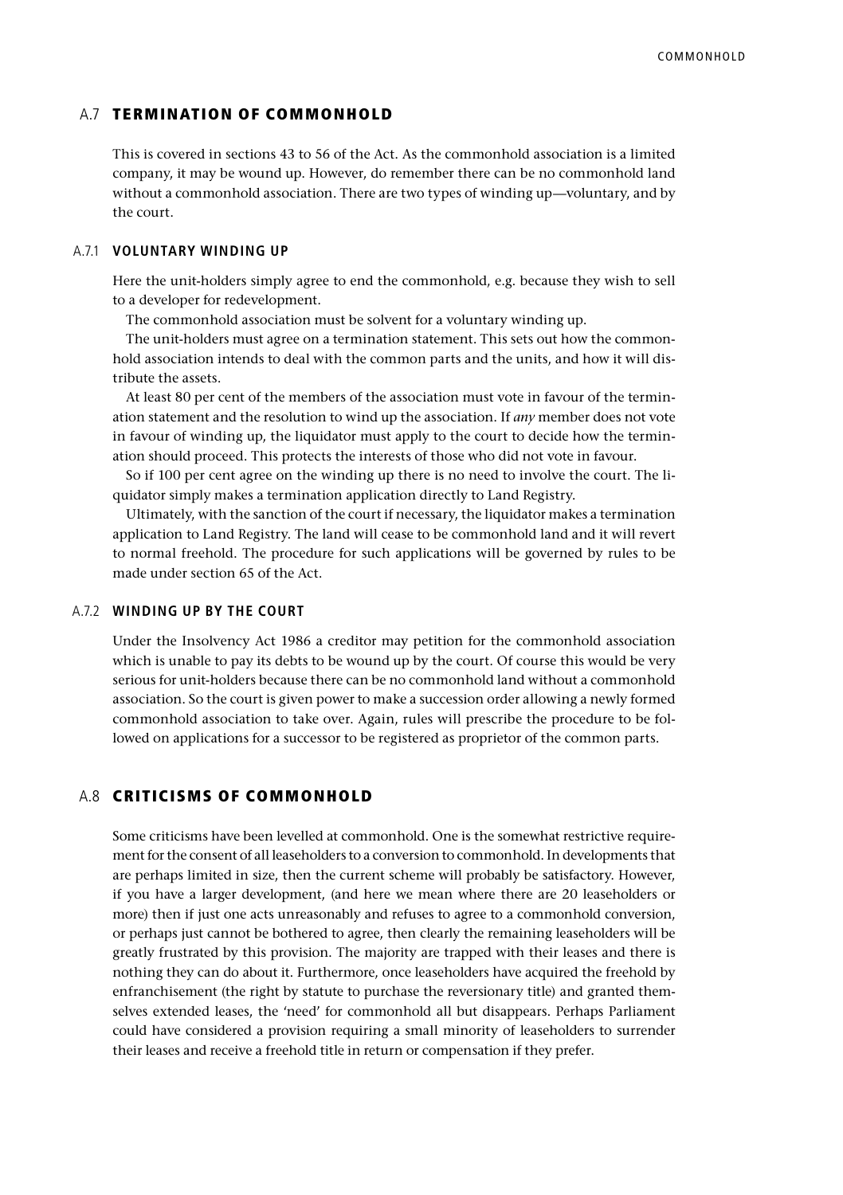## A.7 TERMINATION OF COMMONHOLD

This is covered in sections 43 to 56 of the Act. As the commonhold association is a limited company, it may be wound up. However, do remember there can be no commonhold land without a commonhold association. There are two types of winding up—voluntary, and by the court.

### A.7.1 VOLUNTARY WINDING UP

Here the unit-holders simply agree to end the commonhold, e.g. because they wish to sell to a developer for redevelopment.

The commonhold association must be solvent for a voluntary winding up.

The unit-holders must agree on a termination statement. This sets out how the commonhold association intends to deal with the common parts and the units, and how it will distribute the assets.

At least 80 per cent of the members of the association must vote in favour of the termination statement and the resolution to wind up the association. If *any* member does not vote in favour of winding up, the liquidator must apply to the court to decide how the termination should proceed. This protects the interests of those who did not vote in favour.

So if 100 per cent agree on the winding up there is no need to involve the court. The liquidator simply makes a termination application directly to Land Registry.

Ultimately, with the sanction of the court if necessary, the liquidator makes a termination application to Land Registry. The land will cease to be commonhold land and it will revert to normal freehold. The procedure for such applications will be governed by rules to be made under section 65 of the Act.

### A.7.2 WINDING UP BY THE COURT

Under the Insolvency Act 1986 a creditor may petition for the commonhold association which is unable to pay its debts to be wound up by the court. Of course this would be very serious for unit-holders because there can be no commonhold land without a commonhold association. So the court is given power to make a succession order allowing a newly formed commonhold association to take over. Again, rules will prescribe the procedure to be followed on applications for a successor to be registered as proprietor of the common parts.

## A.8 CRITICISMS OF COMMONHOLD

Some criticisms have been levelled at commonhold. One is the somewhat restrictive requirement for the consent of all leaseholders to a conversion to commonhold. In developments that are perhaps limited in size, then the current scheme will probably be satisfactory. However, if you have a larger development, (and here we mean where there are 20 leaseholders or more) then if just one acts unreasonably and refuses to agree to a commonhold conversion, or perhaps just cannot be bothered to agree, then clearly the remaining leaseholders will be greatly frustrated by this provision. The majority are trapped with their leases and there is nothing they can do about it. Furthermore, once leaseholders have acquired the freehold by enfranchisement (the right by statute to purchase the reversionary title) and granted themselves extended leases, the 'need' for commonhold all but disappears. Perhaps Parliament could have considered a provision requiring a small minority of leaseholders to surrender their leases and receive a freehold title in return or compensation if they prefer.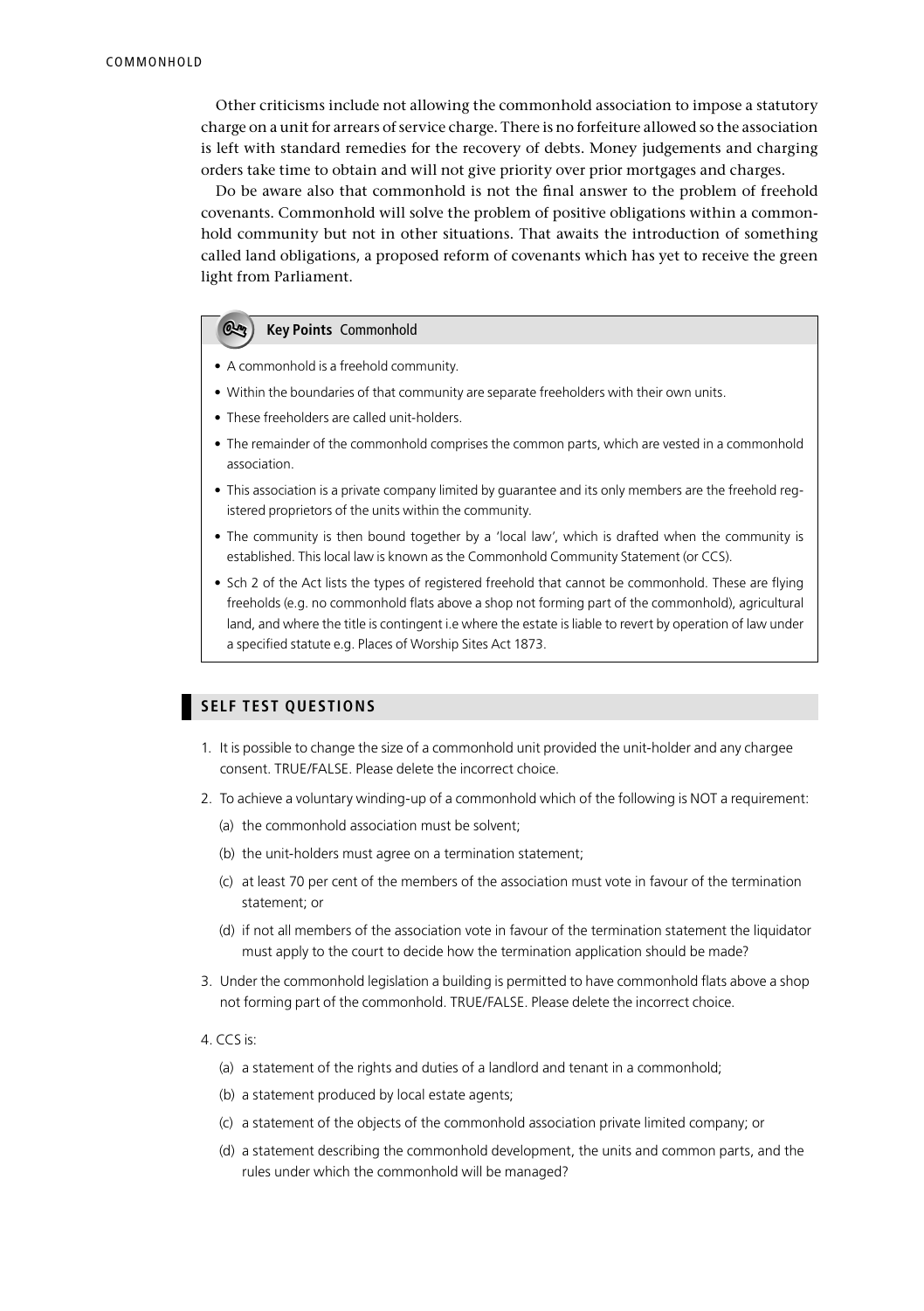Other criticisms include not allowing the commonhold association to impose a statutory charge on a unit for arrears of service charge. There is no forfeiture allowed so the association is left with standard remedies for the recovery of debts. Money judgements and charging orders take time to obtain and will not give priority over prior mortgages and charges.

Do be aware also that commonhold is not the final answer to the problem of freehold covenants. Commonhold will solve the problem of positive obligations within a commonhold community but not in other situations. That awaits the introduction of something called land obligations, a proposed reform of covenants which has yet to receive the green light from Parliament.

> **Key Points** Commonhold
>
> - A commonhold is a freehold community.
> - Within the boundaries of that community are separate freeholders with their own units.
> - These freeholders are called unit-holders.
> - The remainder of the commonhold comprises the common parts, which are vested in a commonhold association.
> - This association is a private company limited by guarantee and its only members are the freehold registered proprietors of the units within the community.
> - The community is then bound together by a 'local law', which is drafted when the community is established. This local law is known as the Commonhold Community Statement (or CCS).
> - Sch 2 of the Act lists the types of registered freehold that cannot be commonhold. These are flying freeholds (e.g. no commonhold flats above a shop not forming part of the commonhold), agricultural land, and where the title is contingent i.e where the estate is liable to revert by operation of law under a specified statute e.g. Places of Worship Sites Act 1873.

## SELF TEST QUESTIONS

1. It is possible to change the size of a commonhold unit provided the unit-holder and any chargee consent. TRUE/FALSE. Please delete the incorrect choice.
2. To achieve a voluntary winding-up of a commonhold which of the following is NOT a requirement:
   (a) the commonhold association must be solvent;
   (b) the unit-holders must agree on a termination statement;
   (c) at least 70 per cent of the members of the association must vote in favour of the termination statement; or
   (d) if not all members of the association vote in favour of the termination statement the liquidator must apply to the court to decide how the termination application should be made?
3. Under the commonhold legislation a building is permitted to have commonhold flats above a shop not forming part of the commonhold. TRUE/FALSE. Please delete the incorrect choice.
4. CCS is:
   (a) a statement of the rights and duties of a landlord and tenant in a commonhold;
   (b) a statement produced by local estate agents;
   (c) a statement of the objects of the commonhold association private limited company; or
   (d) a statement describing the commonhold development, the units and common parts, and the rules under which the commonhold will be managed?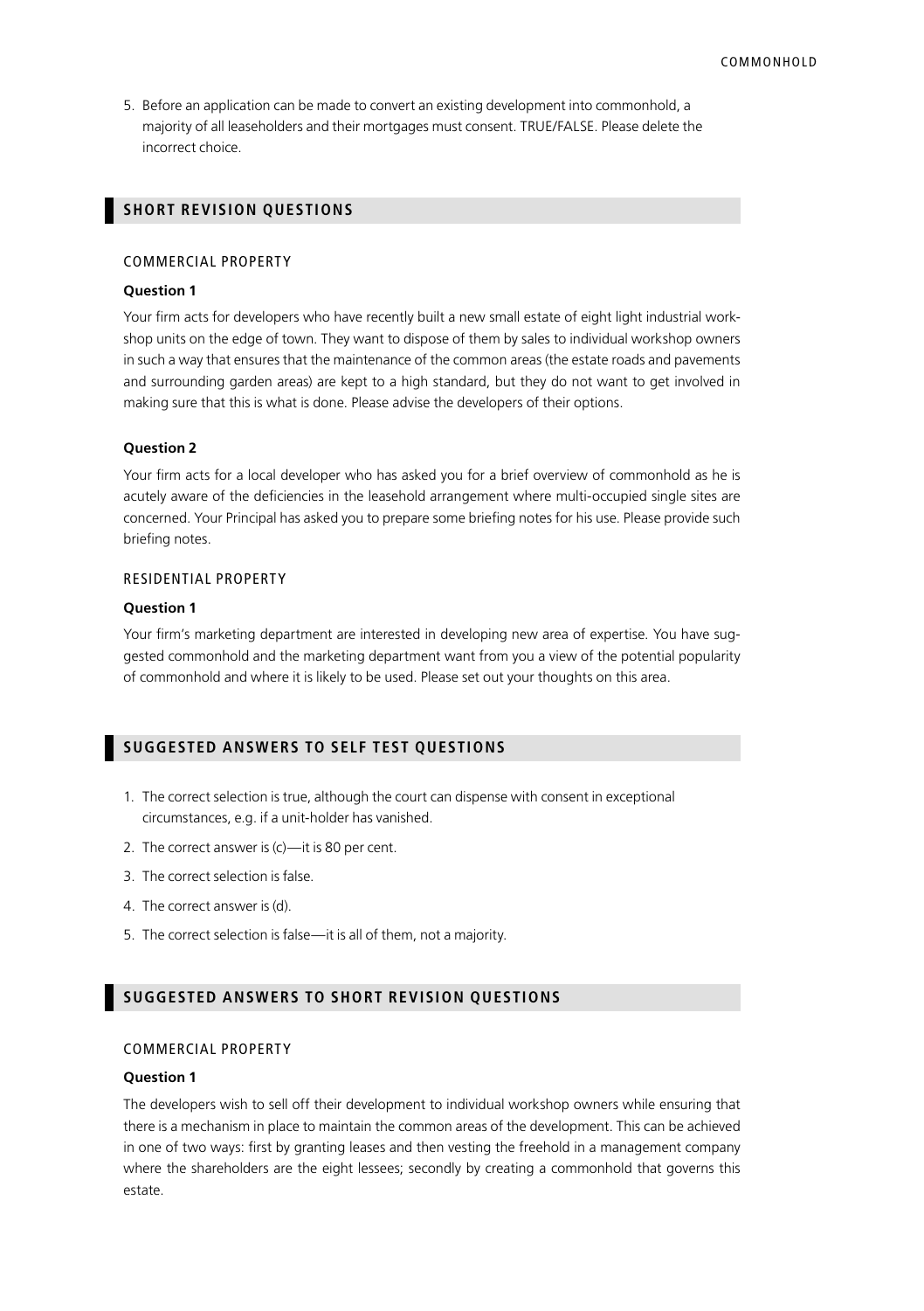5. Before an application can be made to convert an existing development into commonhold, a majority of all leaseholders and their mortgages must consent. TRUE/FALSE. Please delete the incorrect choice.

## SHORT REVISION QUESTIONS

### COMMERCIAL PROPERTY

**Question 1**

Your firm acts for developers who have recently built a new small estate of eight light industrial workshop units on the edge of town. They want to dispose of them by sales to individual workshop owners in such a way that ensures that the maintenance of the common areas (the estate roads and pavements and surrounding garden areas) are kept to a high standard, but they do not want to get involved in making sure that this is what is done. Please advise the developers of their options.

**Question 2**

Your firm acts for a local developer who has asked you for a brief overview of commonhold as he is acutely aware of the deficiencies in the leasehold arrangement where multi-occupied single sites are concerned. Your Principal has asked you to prepare some briefing notes for his use. Please provide such briefing notes.

### RESIDENTIAL PROPERTY

**Question 1**

Your firm's marketing department are interested in developing new area of expertise. You have suggested commonhold and the marketing department want from you a view of the potential popularity of commonhold and where it is likely to be used. Please set out your thoughts on this area.

## SUGGESTED ANSWERS TO SELF TEST QUESTIONS

1. The correct selection is true, although the court can dispense with consent in exceptional circumstances, e.g. if a unit-holder has vanished.
2. The correct answer is (c)—it is 80 per cent.
3. The correct selection is false.
4. The correct answer is (d).
5. The correct selection is false—it is all of them, not a majority.

## SUGGESTED ANSWERS TO SHORT REVISION QUESTIONS

### COMMERCIAL PROPERTY

**Question 1**

The developers wish to sell off their development to individual workshop owners while ensuring that there is a mechanism in place to maintain the common areas of the development. This can be achieved in one of two ways: first by granting leases and then vesting the freehold in a management company where the shareholders are the eight lessees; secondly by creating a commonhold that governs this estate.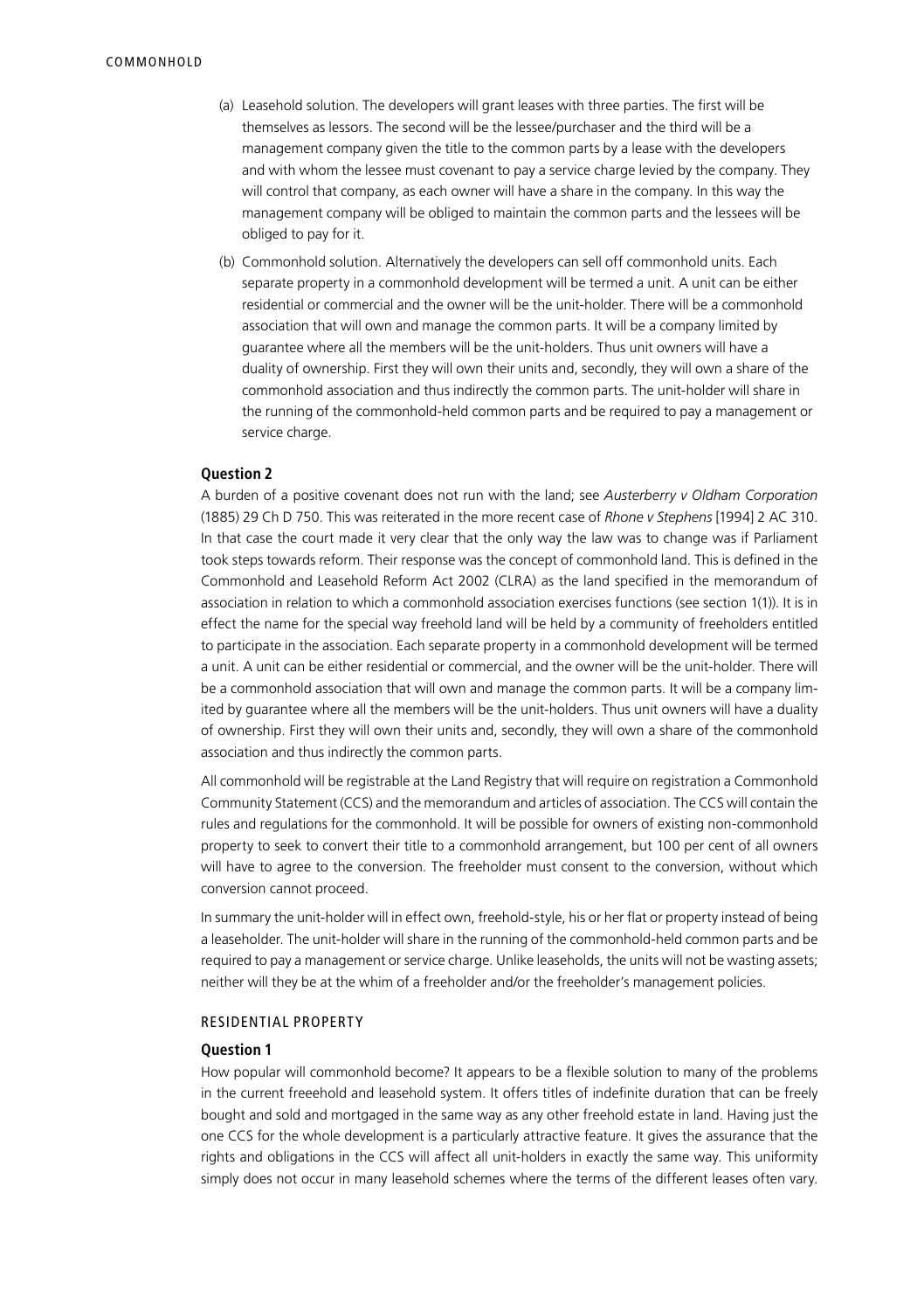(a) Leasehold solution. The developers will grant leases with three parties. The first will be themselves as lessors. The second will be the lessee/purchaser and the third will be a management company given the title to the common parts by a lease with the developers and with whom the lessee must covenant to pay a service charge levied by the company. They will control that company, as each owner will have a share in the company. In this way the management company will be obliged to maintain the common parts and the lessees will be obliged to pay for it.

(b) Commonhold solution. Alternatively the developers can sell off commonhold units. Each separate property in a commonhold development will be termed a unit. A unit can be either residential or commercial and the owner will be the unit-holder. There will be a commonhold association that will own and manage the common parts. It will be a company limited by guarantee where all the members will be the unit-holders. Thus unit owners will have a duality of ownership. First they will own their units and, secondly, they will own a share of the commonhold association and thus indirectly the common parts. The unit-holder will share in the running of the commonhold-held common parts and be required to pay a management or service charge.

### Question 2

A burden of a positive covenant does not run with the land; see *Austerberry v Oldham Corporation* (1885) 29 Ch D 750. This was reiterated in the more recent case of *Rhone v Stephens* [1994] 2 AC 310. In that case the court made it very clear that the only way the law was to change was if Parliament took steps towards reform. Their response was the concept of commonhold land. This is defined in the Commonhold and Leasehold Reform Act 2002 (CLRA) as the land specified in the memorandum of association in relation to which a commonhold association exercises functions (see section 1(1)). It is in effect the name for the special way freehold land will be held by a community of freeholders entitled to participate in the association. Each separate property in a commonhold development will be termed a unit. A unit can be either residential or commercial, and the owner will be the unit-holder. There will be a commonhold association that will own and manage the common parts. It will be a company limited by guarantee where all the members will be the unit-holders. Thus unit owners will have a duality of ownership. First they will own their units and, secondly, they will own a share of the commonhold association and thus indirectly the common parts.

All commonhold will be registrable at the Land Registry that will require on registration a Commonhold Community Statement (CCS) and the memorandum and articles of association. The CCS will contain the rules and regulations for the commonhold. It will be possible for owners of existing non-commonhold property to seek to convert their title to a commonhold arrangement, but 100 per cent of all owners will have to agree to the conversion. The freeholder must consent to the conversion, without which conversion cannot proceed.

In summary the unit-holder will in effect own, freehold-style, his or her flat or property instead of being a leaseholder. The unit-holder will share in the running of the commonhold-held common parts and be required to pay a management or service charge. Unlike leaseholds, the units will not be wasting assets; neither will they be at the whim of a freeholder and/or the freeholder's management policies.

## RESIDENTIAL PROPERTY

### Question 1

How popular will commonhold become? It appears to be a flexible solution to many of the problems in the current freeehold and leasehold system. It offers titles of indefinite duration that can be freely bought and sold and mortgaged in the same way as any other freehold estate in land. Having just the one CCS for the whole development is a particularly attractive feature. It gives the assurance that the rights and obligations in the CCS will affect all unit-holders in exactly the same way. This uniformity simply does not occur in many leasehold schemes where the terms of the different leases often vary.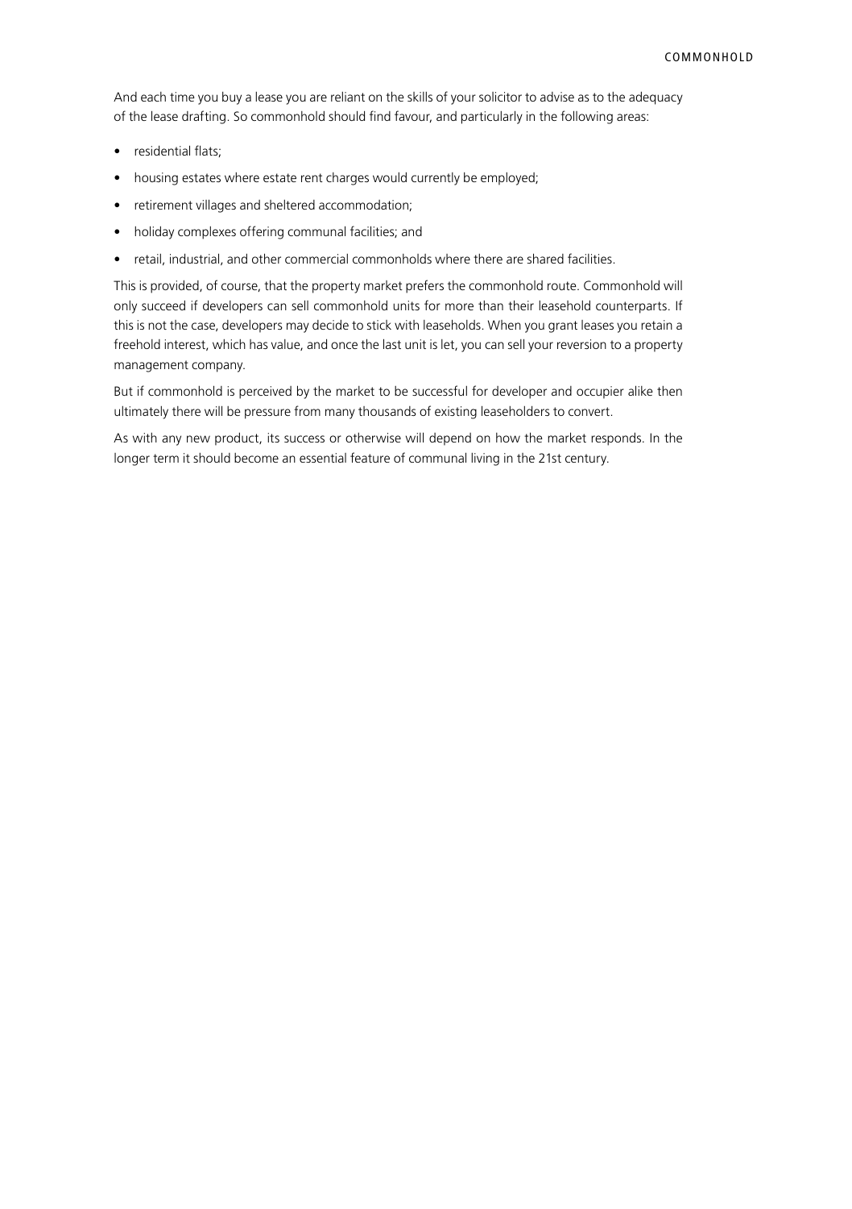And each time you buy a lease you are reliant on the skills of your solicitor to advise as to the adequacy of the lease drafting. So commonhold should find favour, and particularly in the following areas:

- residential flats;
- housing estates where estate rent charges would currently be employed;
- retirement villages and sheltered accommodation;
- holiday complexes offering communal facilities; and
- retail, industrial, and other commercial commonholds where there are shared facilities.

This is provided, of course, that the property market prefers the commonhold route. Commonhold will only succeed if developers can sell commonhold units for more than their leasehold counterparts. If this is not the case, developers may decide to stick with leaseholds. When you grant leases you retain a freehold interest, which has value, and once the last unit is let, you can sell your reversion to a property management company.

But if commonhold is perceived by the market to be successful for developer and occupier alike then ultimately there will be pressure from many thousands of existing leaseholders to convert.

As with any new product, its success or otherwise will depend on how the market responds. In the longer term it should become an essential feature of communal living in the 21st century.